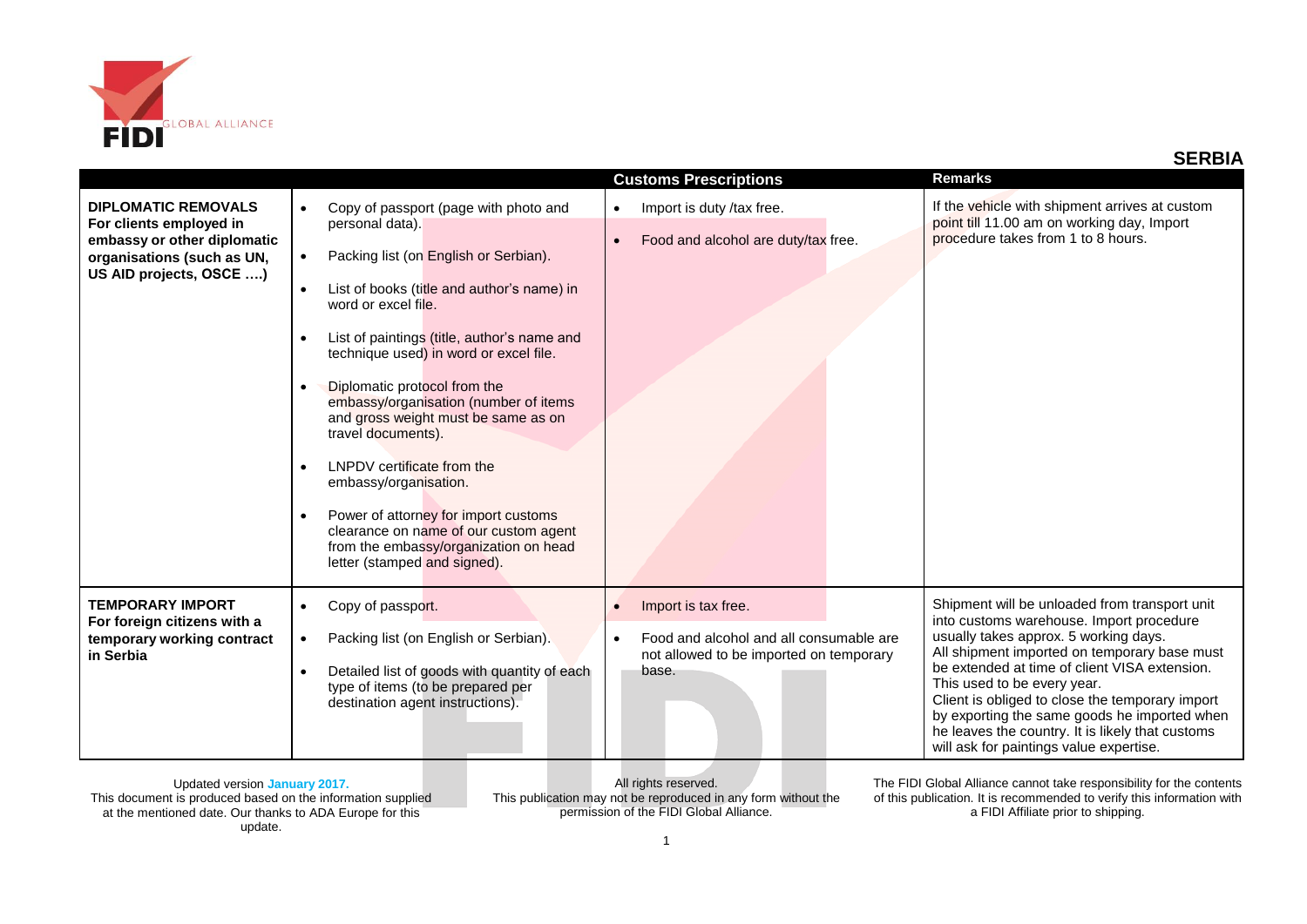# SERBIA

| | | Customs Prescriptions | Remarks |
|---|---|---|---|
| **DIPLOMATIC REMOVALS For clients employed in embassy or other diplomatic organisations (such as UN, US AID projects, OSCE ….)** | • Copy of passport (page with photo and personal data).<br>• Packing list (on English or Serbian).<br>• List of books (title and author's name) in word or excel file.<br>• List of paintings (title, author's name and technique used) in word or excel file.<br>• Diplomatic protocol from the embassy/organisation (number of items and gross weight must be same as on travel documents).<br>• LNPDV certificate from the embassy/organisation.<br>• Power of attorney for import customs clearance on name of our custom agent from the embassy/organization on head letter (stamped and signed). | • Import is duty /tax free.<br>• Food and alcohol are duty/tax free. | If the vehicle with shipment arrives at custom point till 11.00 am on working day, Import procedure takes from 1 to 8 hours. |
| **TEMPORARY IMPORT For foreign citizens with a temporary working contract in Serbia** | • Copy of passport.<br>• Packing list (on English or Serbian).<br>• Detailed list of goods with quantity of each type of items (to be prepared per destination agent instructions). | • Import is tax free.<br>• Food and alcohol and all consumable are not allowed to be imported on temporary base. | Shipment will be unloaded from transport unit into customs warehouse. Import procedure usually takes approx. 5 working days.<br>All shipment imported on temporary base must be extended at time of client VISA extension. This used to be every year.<br>Client is obliged to close the temporary import by exporting the same goods he imported when he leaves the country. It is likely that customs will ask for paintings value expertise. |

Updated version **January 2017.**
This document is produced based on the information supplied at the mentioned date. Our thanks to ADA Europe for this update.

All rights reserved.
This publication may not be reproduced in any form without the permission of the FIDI Global Alliance.

The FIDI Global Alliance cannot take responsibility for the contents of this publication. It is recommended to verify this information with a FIDI Affiliate prior to shipping.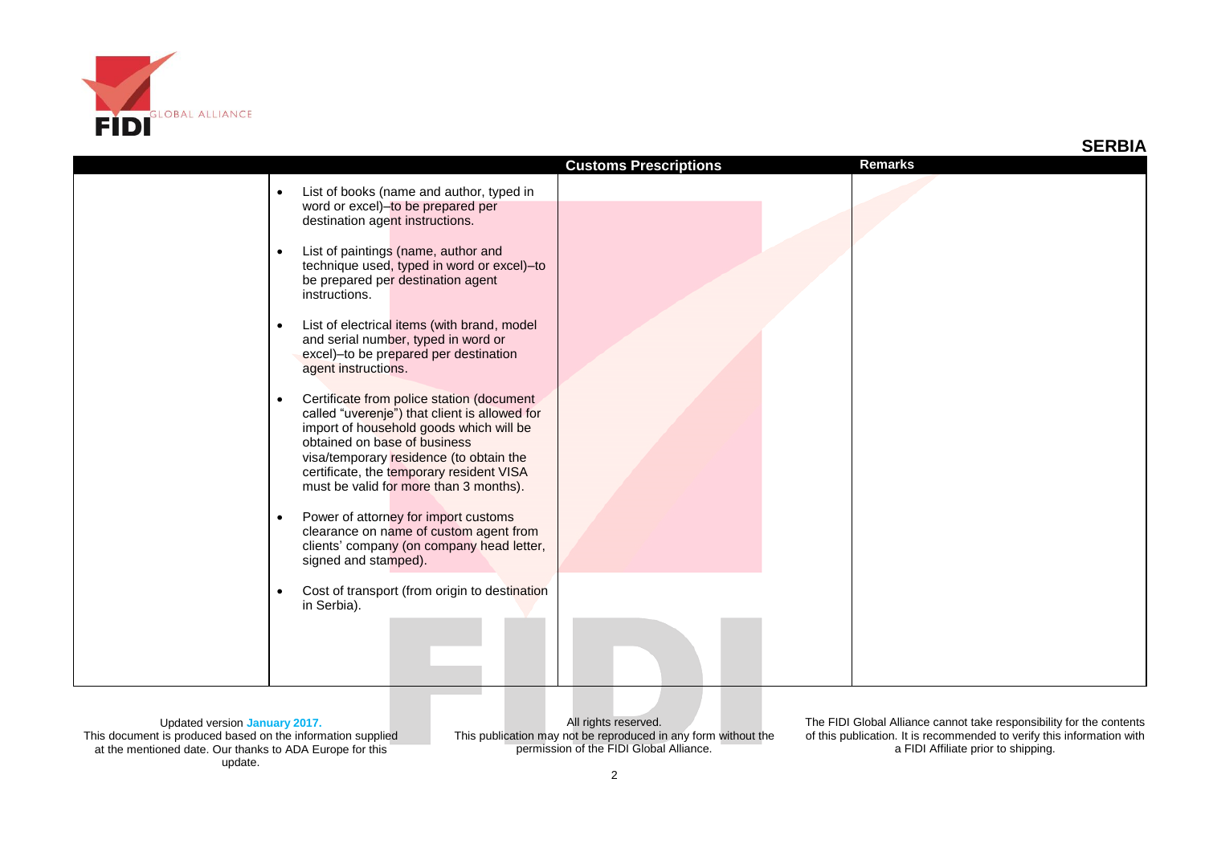## SERBIA

| | Customs Prescriptions | | Remarks |
|---|---|---|---|
| | • List of books (name and author, typed in word or excel)–to be prepared per destination agent instructions.<br><br>• List of paintings (name, author and technique used, typed in word or excel)–to be prepared per destination agent instructions.<br><br>• List of electrical items (with brand, model and serial number, typed in word or excel)–to be prepared per destination agent instructions.<br><br>• Certificate from police station (document called "uverenje") that client is allowed for import of household goods which will be obtained on base of business visa/temporary residence (to obtain the certificate, the temporary resident VISA must be valid for more than 3 months).<br><br>• Power of attorney for import customs clearance on name of custom agent from clients' company (on company head letter, signed and stamped).<br><br>• Cost of transport (from origin to destination in Serbia). | | |

Updated version **January 2017.**
This document is produced based on the information supplied at the mentioned date. Our thanks to ADA Europe for this update.

All rights reserved.
This publication may not be reproduced in any form without the permission of the FIDI Global Alliance.

The FIDI Global Alliance cannot take responsibility for the contents of this publication. It is recommended to verify this information with a FIDI Affiliate prior to shipping.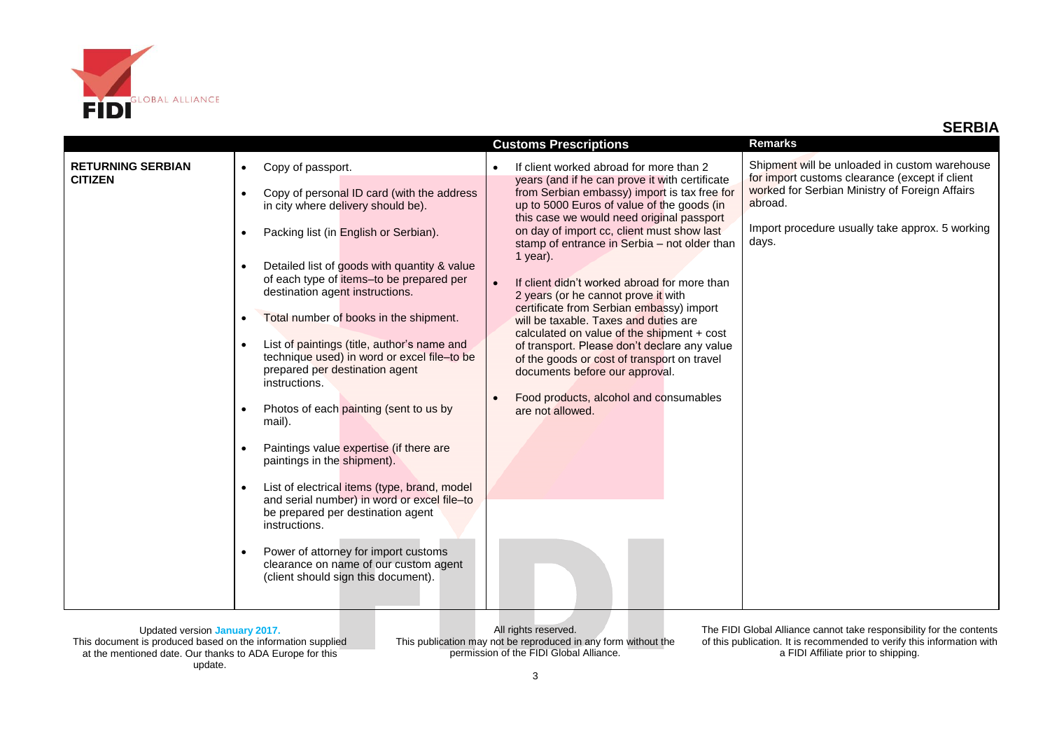## SERBIA

| | | Customs Prescriptions | Remarks |
|---|---|---|---|
| **RETURNING SERBIAN CITIZEN** | • Copy of passport.<br><br>• Copy of personal ID card (with the address in city where delivery should be).<br><br>• Packing list (in English or Serbian).<br><br>• Detailed list of goods with quantity & value of each type of items–to be prepared per destination agent instructions.<br><br>• Total number of books in the shipment.<br><br>• List of paintings (title, author's name and technique used) in word or excel file–to be prepared per destination agent instructions.<br><br>• Photos of each painting (sent to us by mail).<br><br>• Paintings value expertise (if there are paintings in the shipment).<br><br>• List of electrical items (type, brand, model and serial number) in word or excel file–to be prepared per destination agent instructions.<br><br>• Power of attorney for import customs clearance on name of our custom agent (client should sign this document). | • If client worked abroad for more than 2 years (and if he can prove it with certificate from Serbian embassy) import is tax free for up to 5000 Euros of value of the goods (in this case we would need original passport on day of import cc, client must show last stamp of entrance in Serbia – not older than 1 year).<br><br>• If client didn't worked abroad for more than 2 years (or he cannot prove it with certificate from Serbian embassy) import will be taxable. Taxes and duties are calculated on value of the shipment + cost of transport. Please don't declare any value of the goods or cost of transport on travel documents before our approval.<br><br>• Food products, alcohol and consumables are not allowed. | Shipment will be unloaded in custom warehouse for import customs clearance (except if client worked for Serbian Ministry of Foreign Affairs abroad.<br><br>Import procedure usually take approx. 5 working days. |

Updated version **January 2017.**
This document is produced based on the information supplied at the mentioned date. Our thanks to ADA Europe for this update.

All rights reserved.
This publication may not be reproduced in any form without the permission of the FIDI Global Alliance.

The FIDI Global Alliance cannot take responsibility for the contents of this publication. It is recommended to verify this information with a FIDI Affiliate prior to shipping.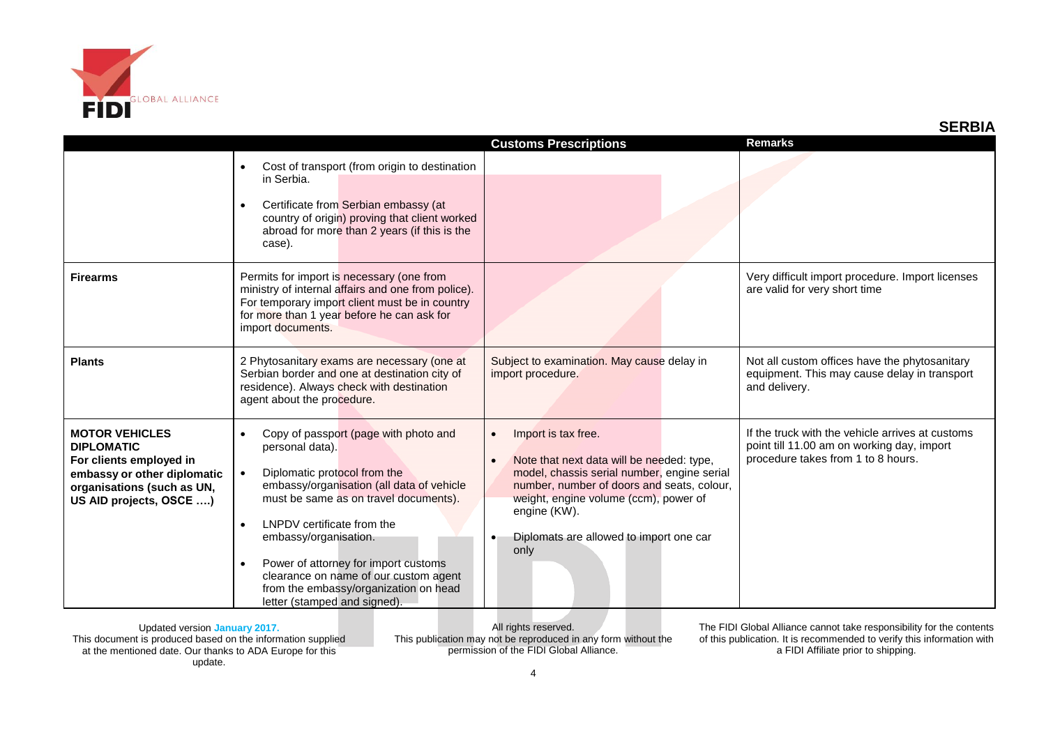## SERBIA

| | | Customs Prescriptions | Remarks |
|---|---|---|---|
| | • Cost of transport (from origin to destination in Serbia.<br><br>• Certificate from Serbian embassy (at country of origin) proving that client worked abroad for more than 2 years (if this is the case). | | |
| **Firearms** | Permits for import is necessary (one from ministry of internal affairs and one from police). For temporary import client must be in country for more than 1 year before he can ask for import documents. | | Very difficult import procedure. Import licenses are valid for very short time |
| **Plants** | 2 Phytosanitary exams are necessary (one at Serbian border and one at destination city of residence). Always check with destination agent about the procedure. | Subject to examination. May cause delay in import procedure. | Not all custom offices have the phytosanitary equipment. This may cause delay in transport and delivery. |
| **MOTOR VEHICLES DIPLOMATIC For clients employed in embassy or other diplomatic organisations (such as UN, US AID projects, OSCE ….)** | • Copy of passport (page with photo and personal data).<br><br>• Diplomatic protocol from the embassy/organisation (all data of vehicle must be same as on travel documents).<br><br>• LNPDV certificate from the embassy/organisation.<br><br>• Power of attorney for import customs clearance on name of our custom agent from the embassy/organization on head letter (stamped and signed). | • Import is tax free.<br><br>• Note that next data will be needed: type, model, chassis serial number, engine serial number, number of doors and seats, colour, weight, engine volume (ccm), power of engine (KW).<br><br>• Diplomats are allowed to import one car only | If the truck with the vehicle arrives at customs point till 11.00 am on working day, import procedure takes from 1 to 8 hours. |

Updated version **January 2017.** This document is produced based on the information supplied at the mentioned date. Our thanks to ADA Europe for this update.

All rights reserved. This publication may not be reproduced in any form without the permission of the FIDI Global Alliance.

The FIDI Global Alliance cannot take responsibility for the contents of this publication. It is recommended to verify this information with a FIDI Affiliate prior to shipping.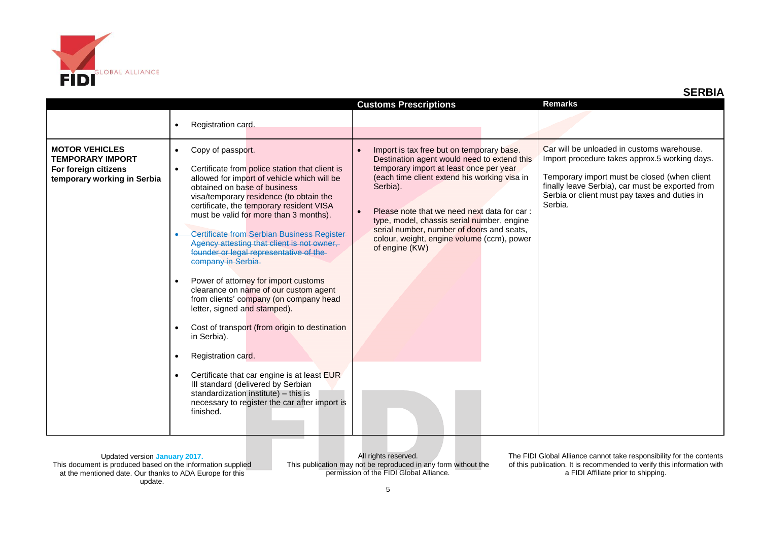## SERBIA

| | | Customs Prescriptions | Remarks |
|---|---|---|---|
| | • Registration card. | | |
| **MOTOR VEHICLES TEMPORARY IMPORT For foreign citizens temporary working in Serbia** | • Copy of passport.<br><br>• Certificate from police station that client is allowed for import of vehicle which will be obtained on base of business visa/temporary residence (to obtain the certificate, the temporary resident VISA must be valid for more than 3 months).<br><br>• ~~Certificate from Serbian Business Register Agency attesting that client is not owner, founder or legal representative of the company in Serbia.~~<br><br>• Power of attorney for import customs clearance on name of our custom agent from clients' company (on company head letter, signed and stamped).<br><br>• Cost of transport (from origin to destination in Serbia).<br><br>• Registration card.<br><br>• Certificate that car engine is at least EUR III standard (delivered by Serbian standardization institute) – this is necessary to register the car after import is finished. | • Import is tax free but on temporary base. Destination agent would need to extend this temporary import at least once per year (each time client extend his working visa in Serbia).<br><br>• Please note that we need next data for car : type, model, chassis serial number, engine serial number, number of doors and seats, colour, weight, engine volume (ccm), power of engine (KW) | Car will be unloaded in customs warehouse. Import procedure takes approx.5 working days.<br><br>Temporary import must be closed (when client finally leave Serbia), car must be exported from Serbia or client must pay taxes and duties in Serbia. |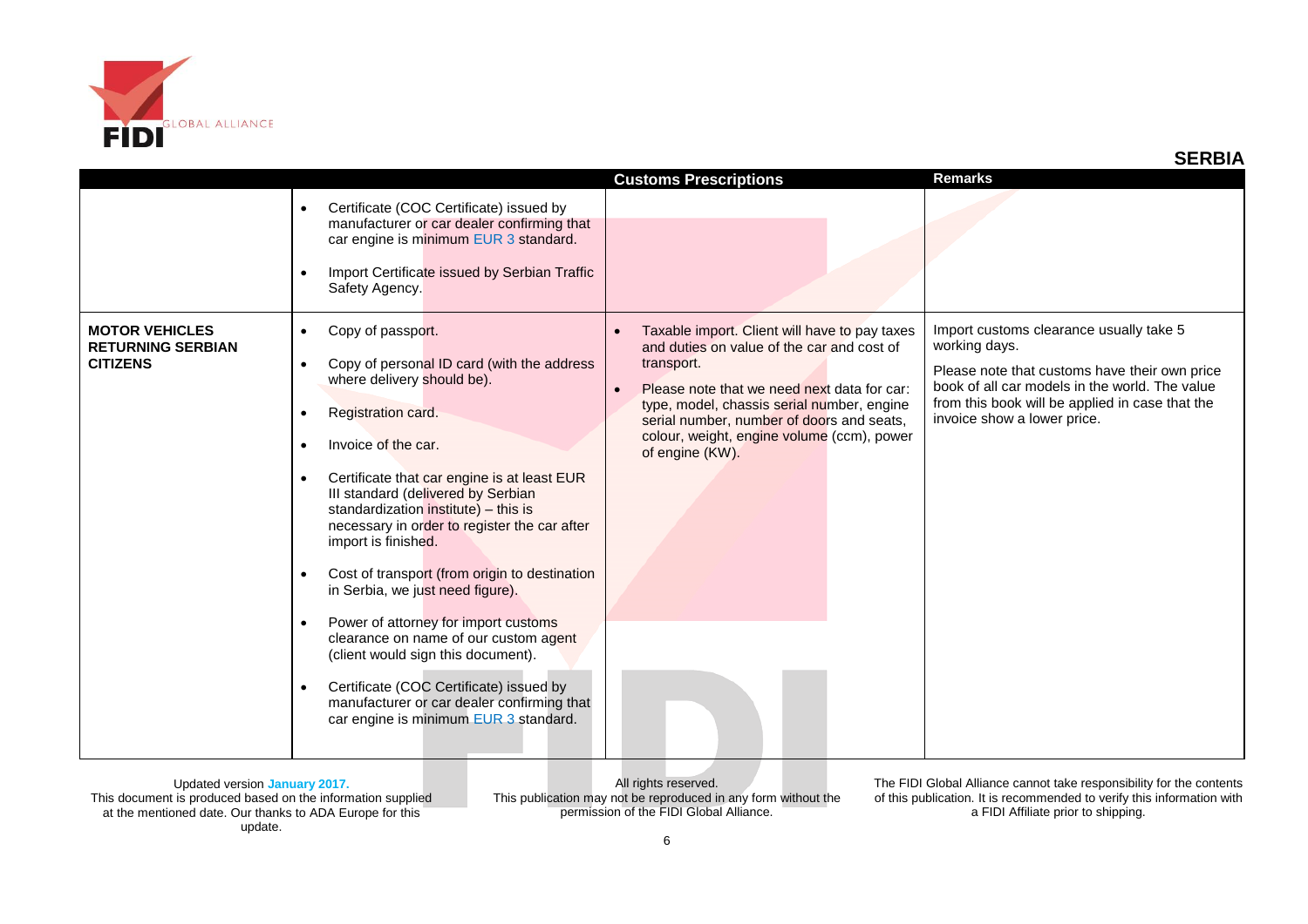## SERBIA

| | | Customs Prescriptions | Remarks |
|---|---|---|---|
| | • Certificate (COC Certificate) issued by manufacturer or car dealer confirming that car engine is minimum EUR 3 standard.<br>• Import Certificate issued by Serbian Traffic Safety Agency. | | |
| **MOTOR VEHICLES RETURNING SERBIAN CITIZENS** | • Copy of passport.<br>• Copy of personal ID card (with the address where delivery should be).<br>• Registration card.<br>• Invoice of the car.<br>• Certificate that car engine is at least EUR III standard (delivered by Serbian standardization institute) – this is necessary in order to register the car after import is finished.<br>• Cost of transport (from origin to destination in Serbia, we just need figure).<br>• Power of attorney for import customs clearance on name of our custom agent (client would sign this document).<br>• Certificate (COC Certificate) issued by manufacturer or car dealer confirming that car engine is minimum EUR 3 standard. | • Taxable import. Client will have to pay taxes and duties on value of the car and cost of transport.<br>• Please note that we need next data for car: type, model, chassis serial number, engine serial number, number of doors and seats, colour, weight, engine volume (ccm), power of engine (KW). | Import customs clearance usually take 5 working days.<br><br>Please note that customs have their own price book of all car models in the world. The value from this book will be applied in case that the invoice show a lower price. |

Updated version **January 2017.**
This document is produced based on the information supplied at the mentioned date. Our thanks to ADA Europe for this update.

All rights reserved.
This publication may not be reproduced in any form without the permission of the FIDI Global Alliance.

The FIDI Global Alliance cannot take responsibility for the contents of this publication. It is recommended to verify this information with a FIDI Affiliate prior to shipping.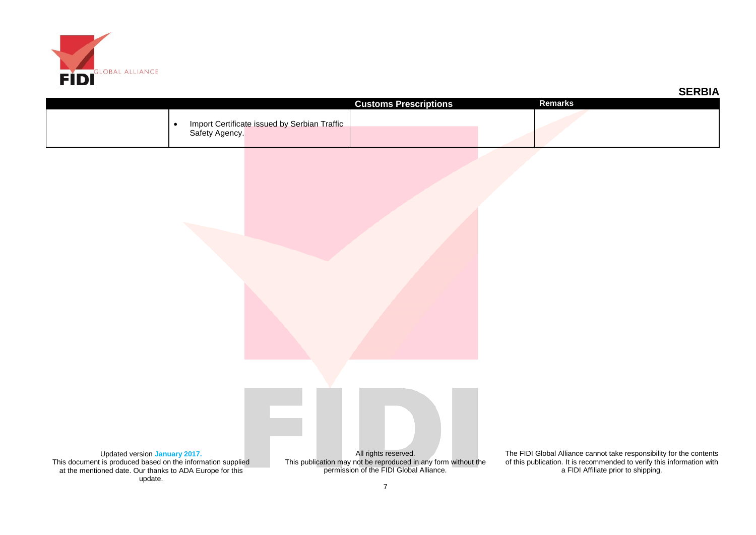| | | Customs Prescriptions | Remarks |
|---|---|---|---|
| | • Import Certificate issued by Serbian Traffic Safety Agency. | | |

Updated version **January 2017.**
This document is produced based on the information supplied at the mentioned date. Our thanks to ADA Europe for this update.

All rights reserved.
This publication may not be reproduced in any form without the permission of the FIDI Global Alliance.

The FIDI Global Alliance cannot take responsibility for the contents of this publication. It is recommended to verify this information with a FIDI Affiliate prior to shipping.